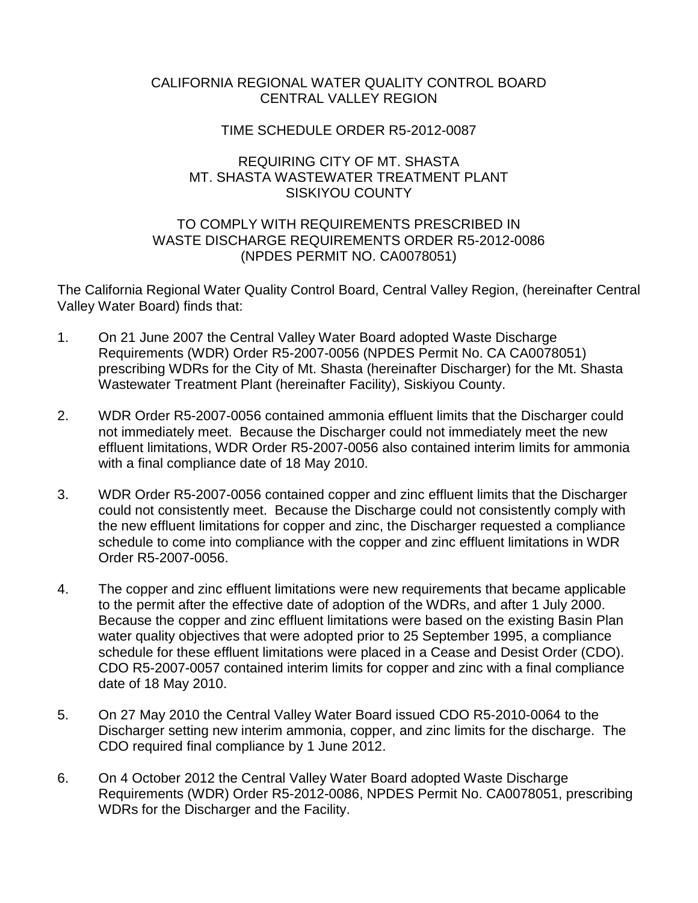CALIFORNIA REGIONAL WATER QUALITY CONTROL BOARD
CENTRAL VALLEY REGION

TIME SCHEDULE ORDER R5-2012-0087

REQUIRING CITY OF MT. SHASTA
MT. SHASTA WASTEWATER TREATMENT PLANT
SISKIYOU COUNTY

TO COMPLY WITH REQUIREMENTS PRESCRIBED IN
WASTE DISCHARGE REQUIREMENTS ORDER R5-2012-0086
(NPDES PERMIT NO. CA0078051)

The California Regional Water Quality Control Board, Central Valley Region, (hereinafter Central Valley Water Board) finds that:

1. On 21 June 2007 the Central Valley Water Board adopted Waste Discharge Requirements (WDR) Order R5-2007-0056 (NPDES Permit No. CA CA0078051) prescribing WDRs for the City of Mt. Shasta (hereinafter Discharger) for the Mt. Shasta Wastewater Treatment Plant (hereinafter Facility), Siskiyou County.

2. WDR Order R5-2007-0056 contained ammonia effluent limits that the Discharger could not immediately meet. Because the Discharger could not immediately meet the new effluent limitations, WDR Order R5-2007-0056 also contained interim limits for ammonia with a final compliance date of 18 May 2010.

3. WDR Order R5-2007-0056 contained copper and zinc effluent limits that the Discharger could not consistently meet. Because the Discharge could not consistently comply with the new effluent limitations for copper and zinc, the Discharger requested a compliance schedule to come into compliance with the copper and zinc effluent limitations in WDR Order R5-2007-0056.

4. The copper and zinc effluent limitations were new requirements that became applicable to the permit after the effective date of adoption of the WDRs, and after 1 July 2000. Because the copper and zinc effluent limitations were based on the existing Basin Plan water quality objectives that were adopted prior to 25 September 1995, a compliance schedule for these effluent limitations were placed in a Cease and Desist Order (CDO). CDO R5-2007-0057 contained interim limits for copper and zinc with a final compliance date of 18 May 2010.

5. On 27 May 2010 the Central Valley Water Board issued CDO R5-2010-0064 to the Discharger setting new interim ammonia, copper, and zinc limits for the discharge. The CDO required final compliance by 1 June 2012.

6. On 4 October 2012 the Central Valley Water Board adopted Waste Discharge Requirements (WDR) Order R5-2012-0086, NPDES Permit No. CA0078051, prescribing WDRs for the Discharger and the Facility.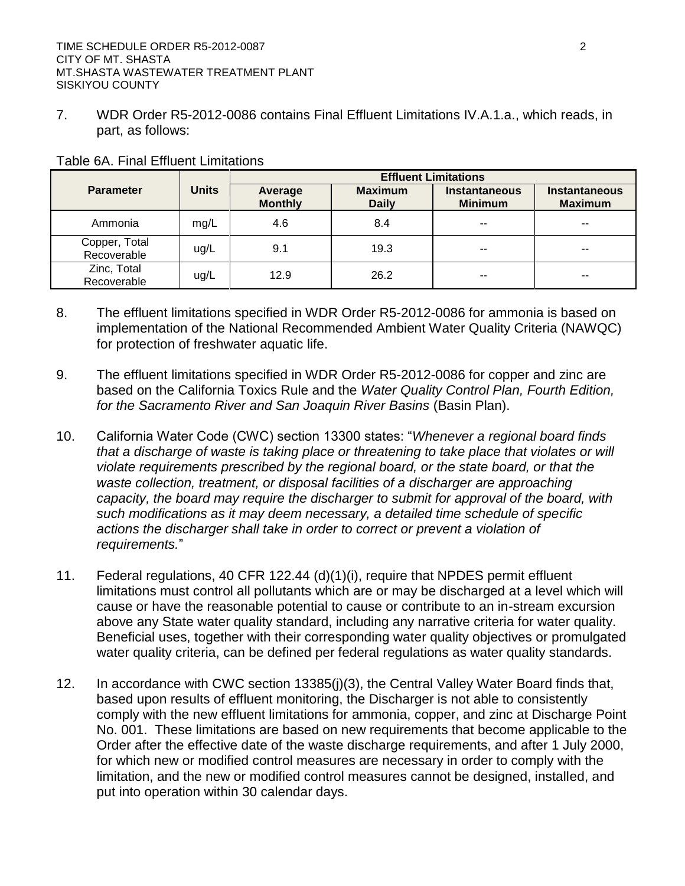7. WDR Order R5-2012-0086 contains Final Effluent Limitations IV.A.1.a., which reads, in part, as follows:

Table 6A. Final Effluent Limitations

| Parameter | Units | Effluent Limitations | | | |
|---|---|---|---|---|---|
| | | Average Monthly | Maximum Daily | Instantaneous Minimum | Instantaneous Maximum |
| Ammonia | mg/L | 4.6 | 8.4 | -- | -- |
| Copper, Total Recoverable | ug/L | 9.1 | 19.3 | -- | -- |
| Zinc, Total Recoverable | ug/L | 12.9 | 26.2 | -- | -- |

8. The effluent limitations specified in WDR Order R5-2012-0086 for ammonia is based on implementation of the National Recommended Ambient Water Quality Criteria (NAWQC) for protection of freshwater aquatic life.

9. The effluent limitations specified in WDR Order R5-2012-0086 for copper and zinc are based on the California Toxics Rule and the *Water Quality Control Plan, Fourth Edition, for the Sacramento River and San Joaquin River Basins* (Basin Plan).

10. California Water Code (CWC) section 13300 states: "*Whenever a regional board finds that a discharge of waste is taking place or threatening to take place that violates or will violate requirements prescribed by the regional board, or the state board, or that the waste collection, treatment, or disposal facilities of a discharger are approaching capacity, the board may require the discharger to submit for approval of the board, with such modifications as it may deem necessary, a detailed time schedule of specific actions the discharger shall take in order to correct or prevent a violation of requirements.*"

11. Federal regulations, 40 CFR 122.44 (d)(1)(i), require that NPDES permit effluent limitations must control all pollutants which are or may be discharged at a level which will cause or have the reasonable potential to cause or contribute to an in-stream excursion above any State water quality standard, including any narrative criteria for water quality. Beneficial uses, together with their corresponding water quality objectives or promulgated water quality criteria, can be defined per federal regulations as water quality standards.

12. In accordance with CWC section 13385(j)(3), the Central Valley Water Board finds that, based upon results of effluent monitoring, the Discharger is not able to consistently comply with the new effluent limitations for ammonia, copper, and zinc at Discharge Point No. 001. These limitations are based on new requirements that become applicable to the Order after the effective date of the waste discharge requirements, and after 1 July 2000, for which new or modified control measures are necessary in order to comply with the limitation, and the new or modified control measures cannot be designed, installed, and put into operation within 30 calendar days.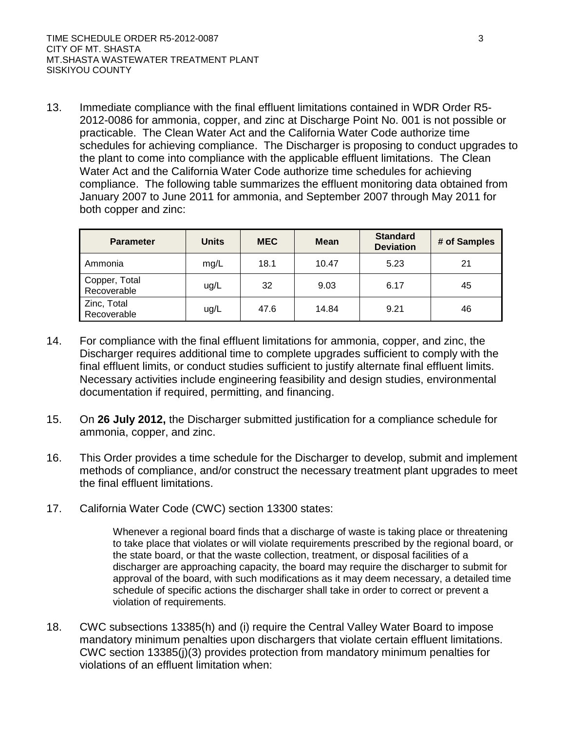13. Immediate compliance with the final effluent limitations contained in WDR Order R5-2012-0086 for ammonia, copper, and zinc at Discharge Point No. 001 is not possible or practicable. The Clean Water Act and the California Water Code authorize time schedules for achieving compliance. The Discharger is proposing to conduct upgrades to the plant to come into compliance with the applicable effluent limitations. The Clean Water Act and the California Water Code authorize time schedules for achieving compliance. The following table summarizes the effluent monitoring data obtained from January 2007 to June 2011 for ammonia, and September 2007 through May 2011 for both copper and zinc:

| Parameter | Units | MEC | Mean | Standard Deviation | # of Samples |
|---|---|---|---|---|---|
| Ammonia | mg/L | 18.1 | 10.47 | 5.23 | 21 |
| Copper, Total Recoverable | ug/L | 32 | 9.03 | 6.17 | 45 |
| Zinc, Total Recoverable | ug/L | 47.6 | 14.84 | 9.21 | 46 |

14. For compliance with the final effluent limitations for ammonia, copper, and zinc, the Discharger requires additional time to complete upgrades sufficient to comply with the final effluent limits, or conduct studies sufficient to justify alternate final effluent limits. Necessary activities include engineering feasibility and design studies, environmental documentation if required, permitting, and financing.

15. On **26 July 2012,** the Discharger submitted justification for a compliance schedule for ammonia, copper, and zinc.

16. This Order provides a time schedule for the Discharger to develop, submit and implement methods of compliance, and/or construct the necessary treatment plant upgrades to meet the final effluent limitations.

17. California Water Code (CWC) section 13300 states:

    > Whenever a regional board finds that a discharge of waste is taking place or threatening to take place that violates or will violate requirements prescribed by the regional board, or the state board, or that the waste collection, treatment, or disposal facilities of a discharger are approaching capacity, the board may require the discharger to submit for approval of the board, with such modifications as it may deem necessary, a detailed time schedule of specific actions the discharger shall take in order to correct or prevent a violation of requirements.

18. CWC subsections 13385(h) and (i) require the Central Valley Water Board to impose mandatory minimum penalties upon dischargers that violate certain effluent limitations. CWC section 13385(j)(3) provides protection from mandatory minimum penalties for violations of an effluent limitation when: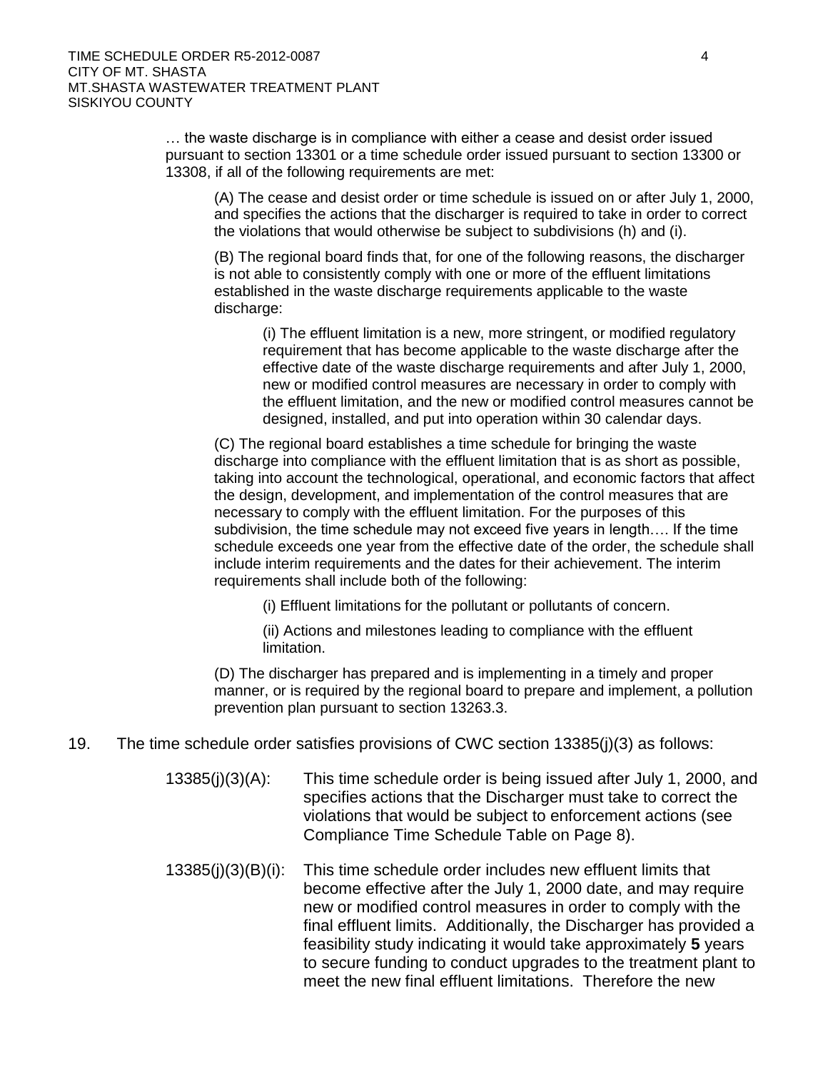… the waste discharge is in compliance with either a cease and desist order issued pursuant to section 13301 or a time schedule order issued pursuant to section 13300 or 13308, if all of the following requirements are met:

> (A) The cease and desist order or time schedule is issued on or after July 1, 2000, and specifies the actions that the discharger is required to take in order to correct the violations that would otherwise be subject to subdivisions (h) and (i).
>
> (B) The regional board finds that, for one of the following reasons, the discharger is not able to consistently comply with one or more of the effluent limitations established in the waste discharge requirements applicable to the waste discharge:
>
> > (i) The effluent limitation is a new, more stringent, or modified regulatory requirement that has become applicable to the waste discharge after the effective date of the waste discharge requirements and after July 1, 2000, new or modified control measures are necessary in order to comply with the effluent limitation, and the new or modified control measures cannot be designed, installed, and put into operation within 30 calendar days.
>
> (C) The regional board establishes a time schedule for bringing the waste discharge into compliance with the effluent limitation that is as short as possible, taking into account the technological, operational, and economic factors that affect the design, development, and implementation of the control measures that are necessary to comply with the effluent limitation. For the purposes of this subdivision, the time schedule may not exceed five years in length…. If the time schedule exceeds one year from the effective date of the order, the schedule shall include interim requirements and the dates for their achievement. The interim requirements shall include both of the following:
>
> > (i) Effluent limitations for the pollutant or pollutants of concern.
> >
> > (ii) Actions and milestones leading to compliance with the effluent limitation.
>
> (D) The discharger has prepared and is implementing in a timely and proper manner, or is required by the regional board to prepare and implement, a pollution prevention plan pursuant to section 13263.3.

19. The time schedule order satisfies provisions of CWC section 13385(j)(3) as follows:

    13385(j)(3)(A): This time schedule order is being issued after July 1, 2000, and specifies actions that the Discharger must take to correct the violations that would be subject to enforcement actions (see Compliance Time Schedule Table on Page 8).

    13385(j)(3)(B)(i): This time schedule order includes new effluent limits that become effective after the July 1, 2000 date, and may require new or modified control measures in order to comply with the final effluent limits. Additionally, the Discharger has provided a feasibility study indicating it would take approximately **5** years to secure funding to conduct upgrades to the treatment plant to meet the new final effluent limitations. Therefore the new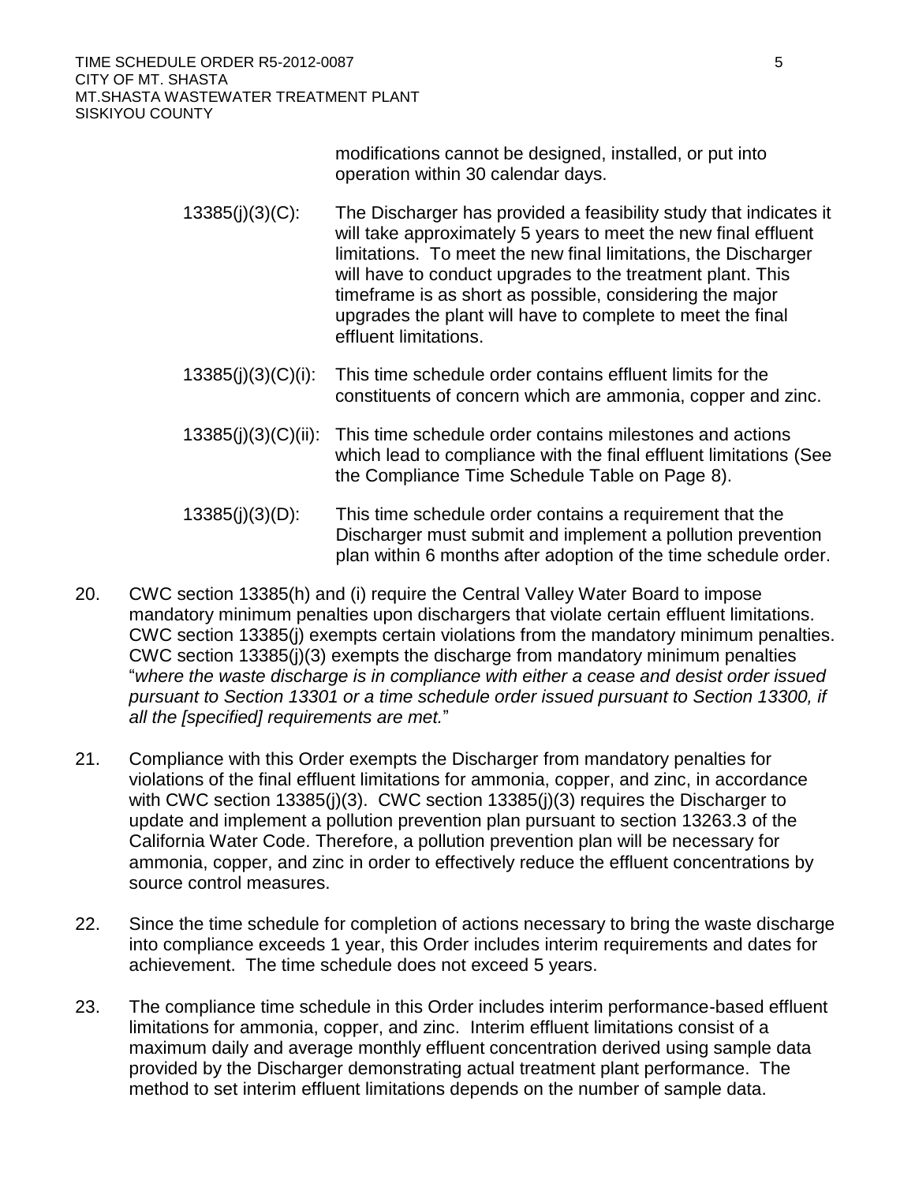modifications cannot be designed, installed, or put into operation within 30 calendar days.

13385(j)(3)(C): The Discharger has provided a feasibility study that indicates it will take approximately 5 years to meet the new final effluent limitations. To meet the new final limitations, the Discharger will have to conduct upgrades to the treatment plant. This timeframe is as short as possible, considering the major upgrades the plant will have to complete to meet the final effluent limitations.

13385(j)(3)(C)(i): This time schedule order contains effluent limits for the constituents of concern which are ammonia, copper and zinc.

13385(j)(3)(C)(ii): This time schedule order contains milestones and actions which lead to compliance with the final effluent limitations (See the Compliance Time Schedule Table on Page 8).

13385(j)(3)(D): This time schedule order contains a requirement that the Discharger must submit and implement a pollution prevention plan within 6 months after adoption of the time schedule order.

20. CWC section 13385(h) and (i) require the Central Valley Water Board to impose mandatory minimum penalties upon dischargers that violate certain effluent limitations. CWC section 13385(j) exempts certain violations from the mandatory minimum penalties. CWC section 13385(j)(3) exempts the discharge from mandatory minimum penalties "*where the waste discharge is in compliance with either a cease and desist order issued pursuant to Section 13301 or a time schedule order issued pursuant to Section 13300, if all the [specified] requirements are met.*"

21. Compliance with this Order exempts the Discharger from mandatory penalties for violations of the final effluent limitations for ammonia, copper, and zinc, in accordance with CWC section 13385(j)(3). CWC section 13385(j)(3) requires the Discharger to update and implement a pollution prevention plan pursuant to section 13263.3 of the California Water Code. Therefore, a pollution prevention plan will be necessary for ammonia, copper, and zinc in order to effectively reduce the effluent concentrations by source control measures.

22. Since the time schedule for completion of actions necessary to bring the waste discharge into compliance exceeds 1 year, this Order includes interim requirements and dates for achievement. The time schedule does not exceed 5 years.

23. The compliance time schedule in this Order includes interim performance-based effluent limitations for ammonia, copper, and zinc. Interim effluent limitations consist of a maximum daily and average monthly effluent concentration derived using sample data provided by the Discharger demonstrating actual treatment plant performance. The method to set interim effluent limitations depends on the number of sample data.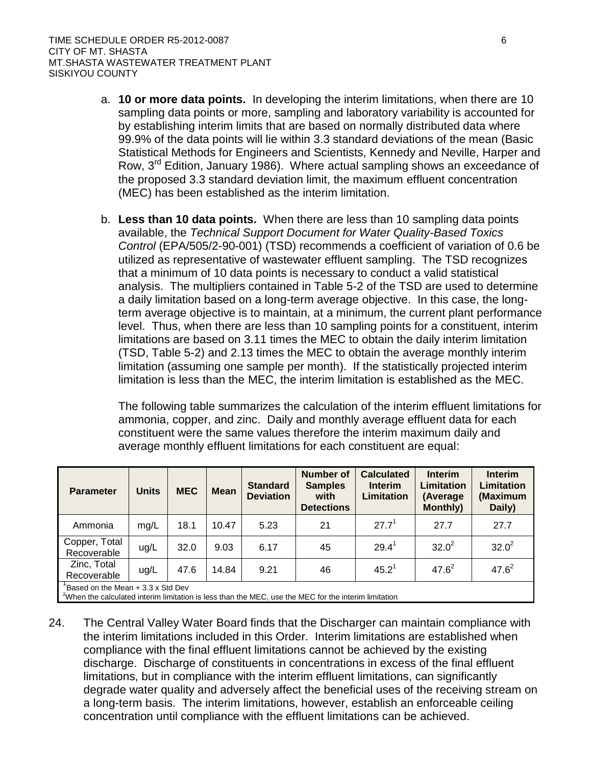a. **10 or more data points.** In developing the interim limitations, when there are 10 sampling data points or more, sampling and laboratory variability is accounted for by establishing interim limits that are based on normally distributed data where 99.9% of the data points will lie within 3.3 standard deviations of the mean (Basic Statistical Methods for Engineers and Scientists, Kennedy and Neville, Harper and Row, 3rd Edition, January 1986). Where actual sampling shows an exceedance of the proposed 3.3 standard deviation limit, the maximum effluent concentration (MEC) has been established as the interim limitation.

b. **Less than 10 data points.** When there are less than 10 sampling data points available, the *Technical Support Document for Water Quality-Based Toxics Control* (EPA/505/2-90-001) (TSD) recommends a coefficient of variation of 0.6 be utilized as representative of wastewater effluent sampling. The TSD recognizes that a minimum of 10 data points is necessary to conduct a valid statistical analysis. The multipliers contained in Table 5-2 of the TSD are used to determine a daily limitation based on a long-term average objective. In this case, the long-term average objective is to maintain, at a minimum, the current plant performance level. Thus, when there are less than 10 sampling points for a constituent, interim limitations are based on 3.11 times the MEC to obtain the daily interim limitation (TSD, Table 5-2) and 2.13 times the MEC to obtain the average monthly interim limitation (assuming one sample per month). If the statistically projected interim limitation is less than the MEC, the interim limitation is established as the MEC.

   The following table summarizes the calculation of the interim effluent limitations for ammonia, copper, and zinc. Daily and monthly average effluent data for each constituent were the same values therefore the interim maximum daily and average monthly effluent limitations for each constituent are equal:

| Parameter | Units | MEC | Mean | Standard Deviation | Number of Samples with Detections | Calculated Interim Limitation | Interim Limitation (Average Monthly) | Interim Limitation (Maximum Daily) |
|---|---|---|---|---|---|---|---|---|
| Ammonia | mg/L | 18.1 | 10.47 | 5.23 | 21 | 27.7[1] | 27.7 | 27.7 |
| Copper, Total Recoverable | ug/L | 32.0 | 9.03 | 6.17 | 45 | 29.4[1] | 32.0[2] | 32.0[2] |
| Zinc, Total Recoverable | ug/L | 47.6 | 14.84 | 9.21 | 46 | 45.2[1] | 47.6[2] | 47.6[2] |

[1]Based on the Mean + 3.3 x Std Dev
[2]When the calculated interim limitation is less than the MEC, use the MEC for the interim limitation

24. The Central Valley Water Board finds that the Discharger can maintain compliance with the interim limitations included in this Order. Interim limitations are established when compliance with the final effluent limitations cannot be achieved by the existing discharge. Discharge of constituents in concentrations in excess of the final effluent limitations, but in compliance with the interim effluent limitations, can significantly degrade water quality and adversely affect the beneficial uses of the receiving stream on a long-term basis. The interim limitations, however, establish an enforceable ceiling concentration until compliance with the effluent limitations can be achieved.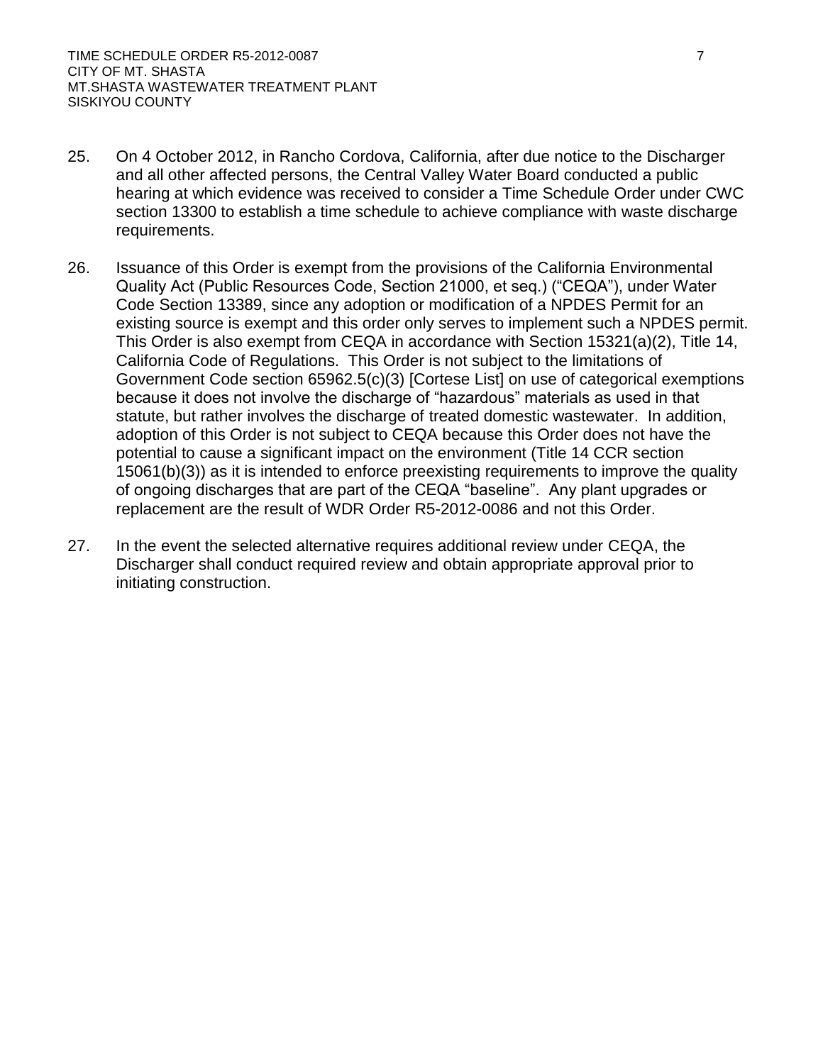25. On 4 October 2012, in Rancho Cordova, California, after due notice to the Discharger and all other affected persons, the Central Valley Water Board conducted a public hearing at which evidence was received to consider a Time Schedule Order under CWC section 13300 to establish a time schedule to achieve compliance with waste discharge requirements.

26. Issuance of this Order is exempt from the provisions of the California Environmental Quality Act (Public Resources Code, Section 21000, et seq.) ("CEQA"), under Water Code Section 13389, since any adoption or modification of a NPDES Permit for an existing source is exempt and this order only serves to implement such a NPDES permit. This Order is also exempt from CEQA in accordance with Section 15321(a)(2), Title 14, California Code of Regulations. This Order is not subject to the limitations of Government Code section 65962.5(c)(3) [Cortese List] on use of categorical exemptions because it does not involve the discharge of "hazardous" materials as used in that statute, but rather involves the discharge of treated domestic wastewater. In addition, adoption of this Order is not subject to CEQA because this Order does not have the potential to cause a significant impact on the environment (Title 14 CCR section 15061(b)(3)) as it is intended to enforce preexisting requirements to improve the quality of ongoing discharges that are part of the CEQA "baseline". Any plant upgrades or replacement are the result of WDR Order R5-2012-0086 and not this Order.

27. In the event the selected alternative requires additional review under CEQA, the Discharger shall conduct required review and obtain appropriate approval prior to initiating construction.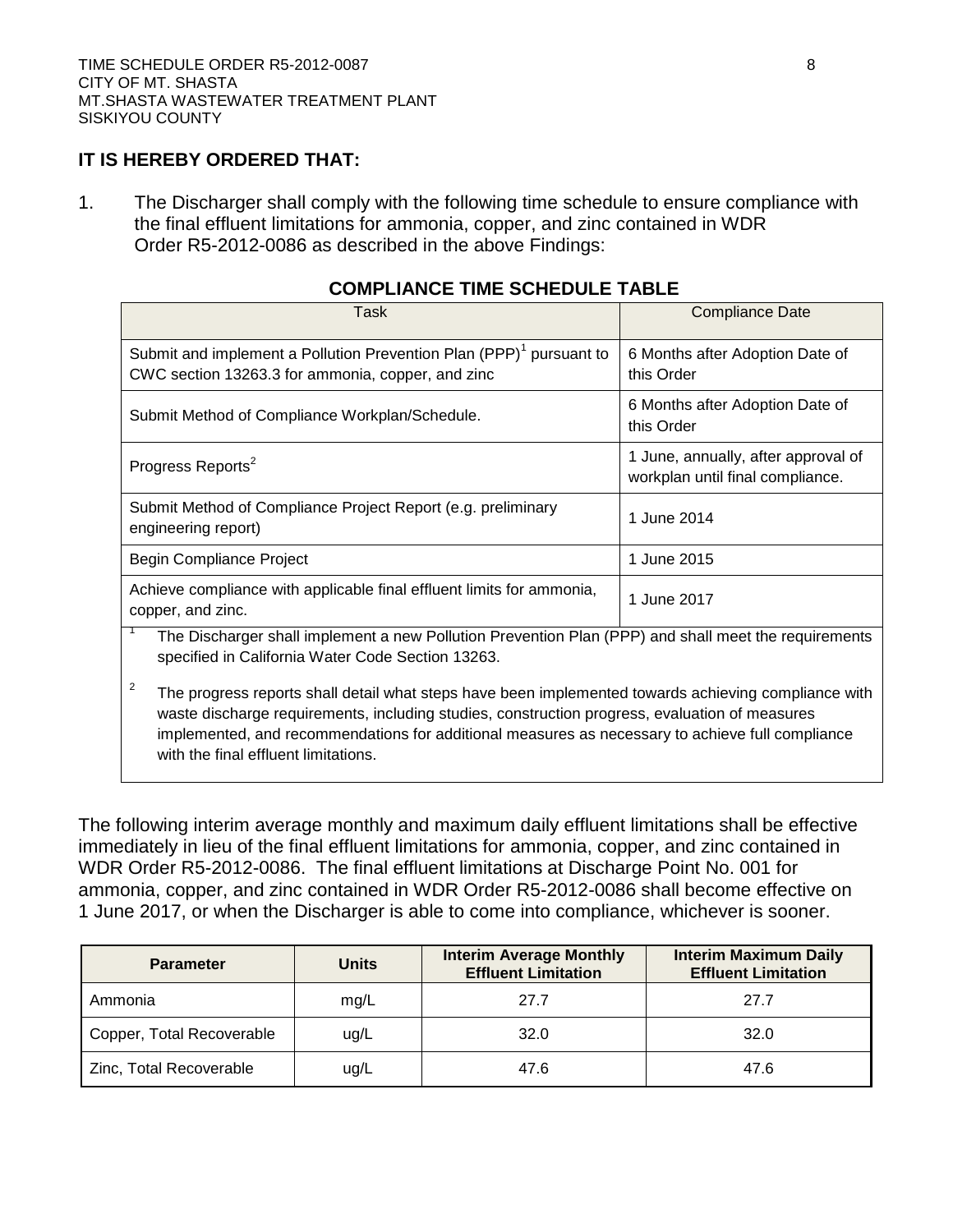**IT IS HEREBY ORDERED THAT:**

1. The Discharger shall comply with the following time schedule to ensure compliance with the final effluent limitations for ammonia, copper, and zinc contained in WDR Order R5-2012-0086 as described in the above Findings:

**COMPLIANCE TIME SCHEDULE TABLE**

| Task | Compliance Date |
|---|---|
| Submit and implement a Pollution Prevention Plan (PPP)[1] pursuant to CWC section 13263.3 for ammonia, copper, and zinc | 6 Months after Adoption Date of this Order |
| Submit Method of Compliance Workplan/Schedule. | 6 Months after Adoption Date of this Order |
| Progress Reports[2] | 1 June, annually, after approval of workplan until final compliance. |
| Submit Method of Compliance Project Report (e.g. preliminary engineering report) | 1 June 2014 |
| Begin Compliance Project | 1 June 2015 |
| Achieve compliance with applicable final effluent limits for ammonia, copper, and zinc. | 1 June 2017 |

[1] The Discharger shall implement a new Pollution Prevention Plan (PPP) and shall meet the requirements specified in California Water Code Section 13263.

[2] The progress reports shall detail what steps have been implemented towards achieving compliance with waste discharge requirements, including studies, construction progress, evaluation of measures implemented, and recommendations for additional measures as necessary to achieve full compliance with the final effluent limitations.

The following interim average monthly and maximum daily effluent limitations shall be effective immediately in lieu of the final effluent limitations for ammonia, copper, and zinc contained in WDR Order R5-2012-0086. The final effluent limitations at Discharge Point No. 001 for ammonia, copper, and zinc contained in WDR Order R5-2012-0086 shall become effective on 1 June 2017, or when the Discharger is able to come into compliance, whichever is sooner.

| Parameter | Units | Interim Average Monthly Effluent Limitation | Interim Maximum Daily Effluent Limitation |
|---|---|---|---|
| Ammonia | mg/L | 27.7 | 27.7 |
| Copper, Total Recoverable | ug/L | 32.0 | 32.0 |
| Zinc, Total Recoverable | ug/L | 47.6 | 47.6 |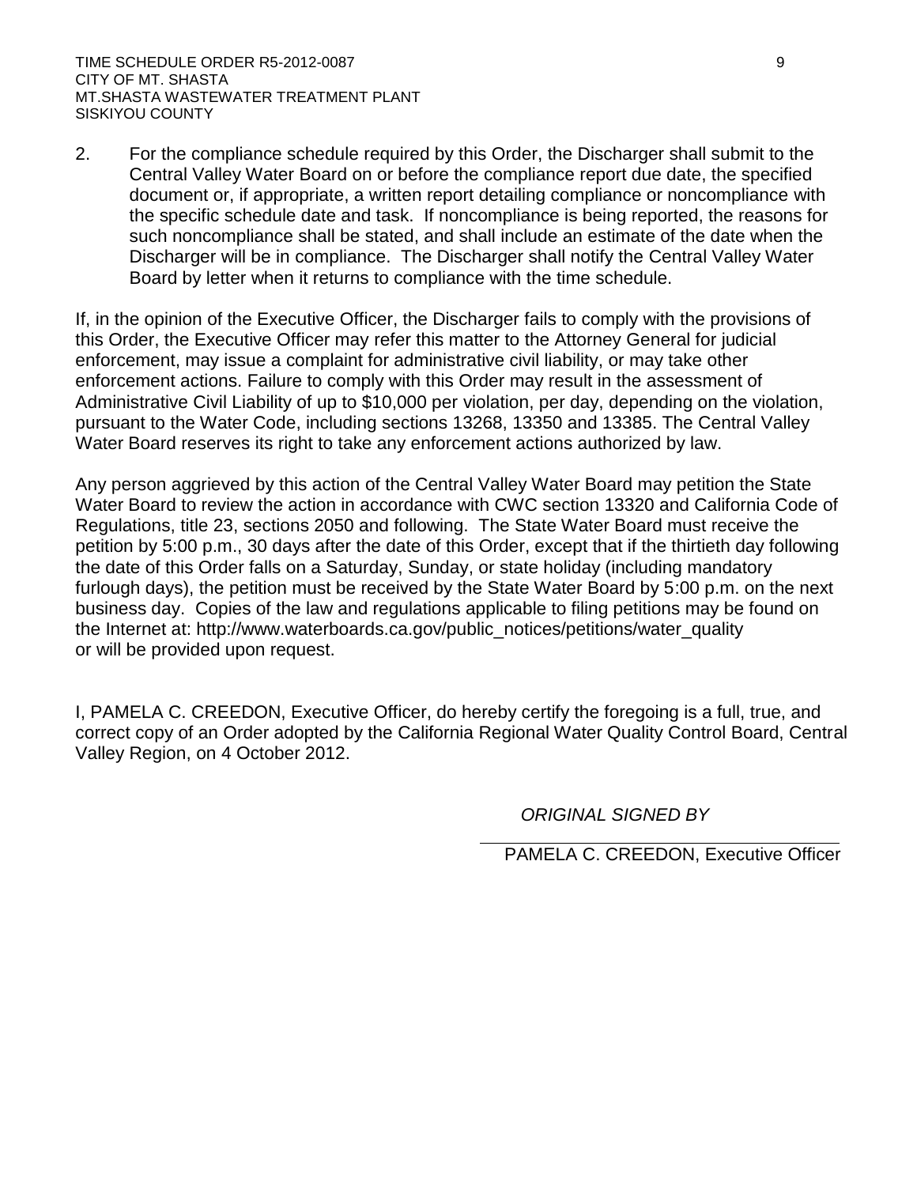2. For the compliance schedule required by this Order, the Discharger shall submit to the Central Valley Water Board on or before the compliance report due date, the specified document or, if appropriate, a written report detailing compliance or noncompliance with the specific schedule date and task. If noncompliance is being reported, the reasons for such noncompliance shall be stated, and shall include an estimate of the date when the Discharger will be in compliance. The Discharger shall notify the Central Valley Water Board by letter when it returns to compliance with the time schedule.

If, in the opinion of the Executive Officer, the Discharger fails to comply with the provisions of this Order, the Executive Officer may refer this matter to the Attorney General for judicial enforcement, may issue a complaint for administrative civil liability, or may take other enforcement actions. Failure to comply with this Order may result in the assessment of Administrative Civil Liability of up to $10,000 per violation, per day, depending on the violation, pursuant to the Water Code, including sections 13268, 13350 and 13385. The Central Valley Water Board reserves its right to take any enforcement actions authorized by law.

Any person aggrieved by this action of the Central Valley Water Board may petition the State Water Board to review the action in accordance with CWC section 13320 and California Code of Regulations, title 23, sections 2050 and following. The State Water Board must receive the petition by 5:00 p.m., 30 days after the date of this Order, except that if the thirtieth day following the date of this Order falls on a Saturday, Sunday, or state holiday (including mandatory furlough days), the petition must be received by the State Water Board by 5:00 p.m. on the next business day. Copies of the law and regulations applicable to filing petitions may be found on the Internet at: http://www.waterboards.ca.gov/public_notices/petitions/water_quality or will be provided upon request.

I, PAMELA C. CREEDON, Executive Officer, do hereby certify the foregoing is a full, true, and correct copy of an Order adopted by the California Regional Water Quality Control Board, Central Valley Region, on 4 October 2012.

*ORIGINAL SIGNED BY*

PAMELA C. CREEDON, Executive Officer